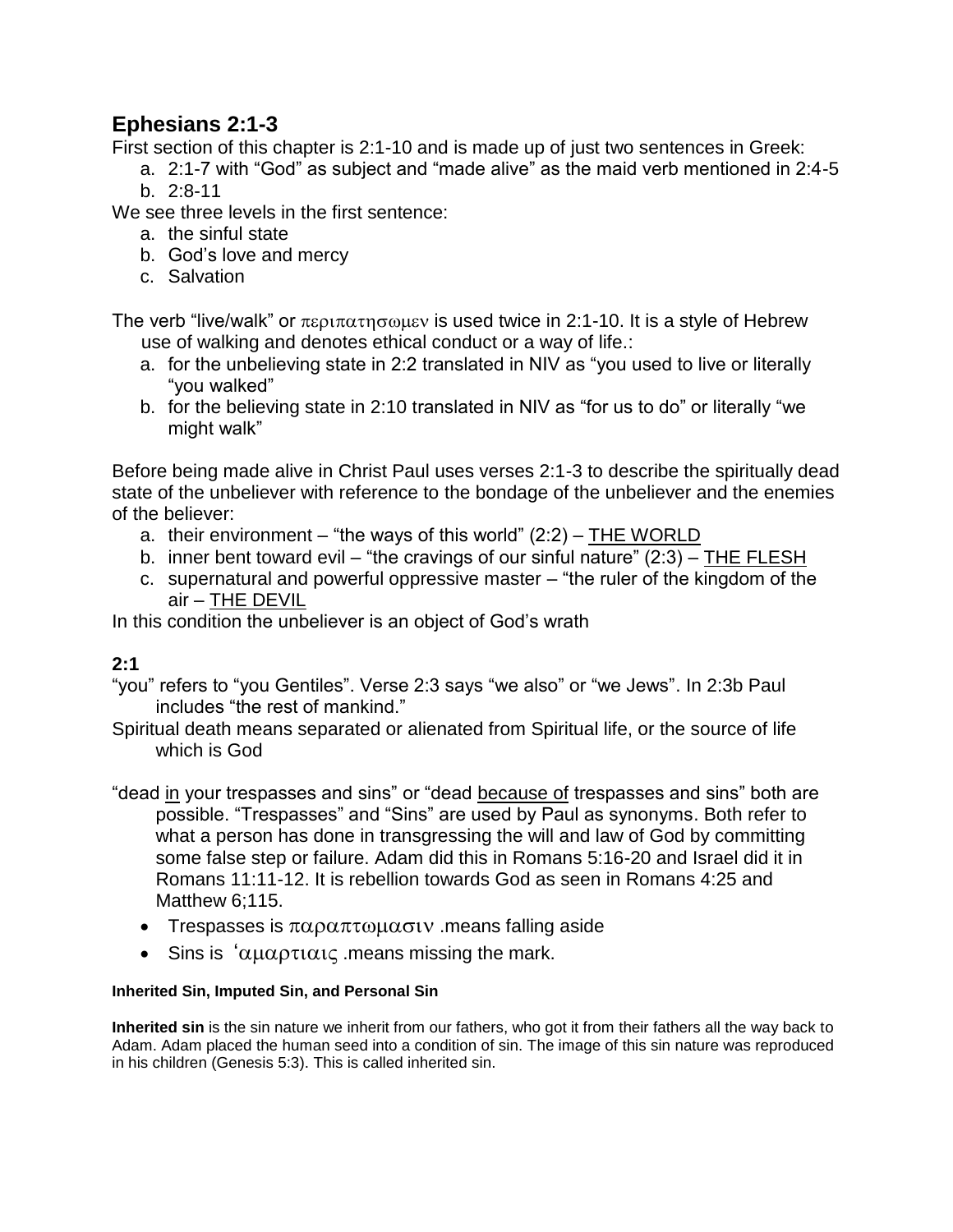## Ephesians 2:1-3

First section of this chapter is 2:1-10 and is made up of just two sentences in Greek:

a. 2:1-7 with "God" as subject and "made alive" as the maid verb mentioned in 2:4-5
b. 2:8-11

We see three levels in the first sentence:

a. the sinful state
b. God's love and mercy
c. Salvation

The verb "live/walk" or περιπατησωμεν is used twice in 2:1-10. It is a style of Hebrew use of walking and denotes ethical conduct or a way of life.:

a. for the unbelieving state in 2:2 translated in NIV as "you used to live or literally "you walked"
b. for the believing state in 2:10 translated in NIV as "for us to do" or literally "we might walk"

Before being made alive in Christ Paul uses verses 2:1-3 to describe the spiritually dead state of the unbeliever with reference to the bondage of the unbeliever and the enemies of the believer:

a. their environment – "the ways of this world" (2:2) – <u>THE WORLD</u>
b. inner bent toward evil – "the cravings of our sinful nature" (2:3) – <u>THE FLESH</u>
c. supernatural and powerful oppressive master – "the ruler of the kingdom of the air – <u>THE DEVIL</u>

In this condition the unbeliever is an object of God's wrath

### 2:1

"you" refers to "you Gentiles". Verse 2:3 says "we also" or "we Jews". In 2:3b Paul includes "the rest of mankind."

Spiritual death means separated or alienated from Spiritual life, or the source of life which is God

"dead <u>in</u> your trespasses and sins" or "dead <u>because of</u> trespasses and sins" both are possible. "Trespasses" and "Sins" are used by Paul as synonyms. Both refer to what a person has done in transgressing the will and law of God by committing some false step or failure. Adam did this in Romans 5:16-20 and Israel did it in Romans 11:11-12. It is rebellion towards God as seen in Romans 4:25 and Matthew 6;115.

- Trespasses is παραπτωμασιν .means falling aside
- Sins is ʽαμαρτιαις .means missing the mark.

#### Inherited Sin, Imputed Sin, and Personal Sin

**Inherited sin** is the sin nature we inherit from our fathers, who got it from their fathers all the way back to Adam. Adam placed the human seed into a condition of sin. The image of this sin nature was reproduced in his children (Genesis 5:3). This is called inherited sin.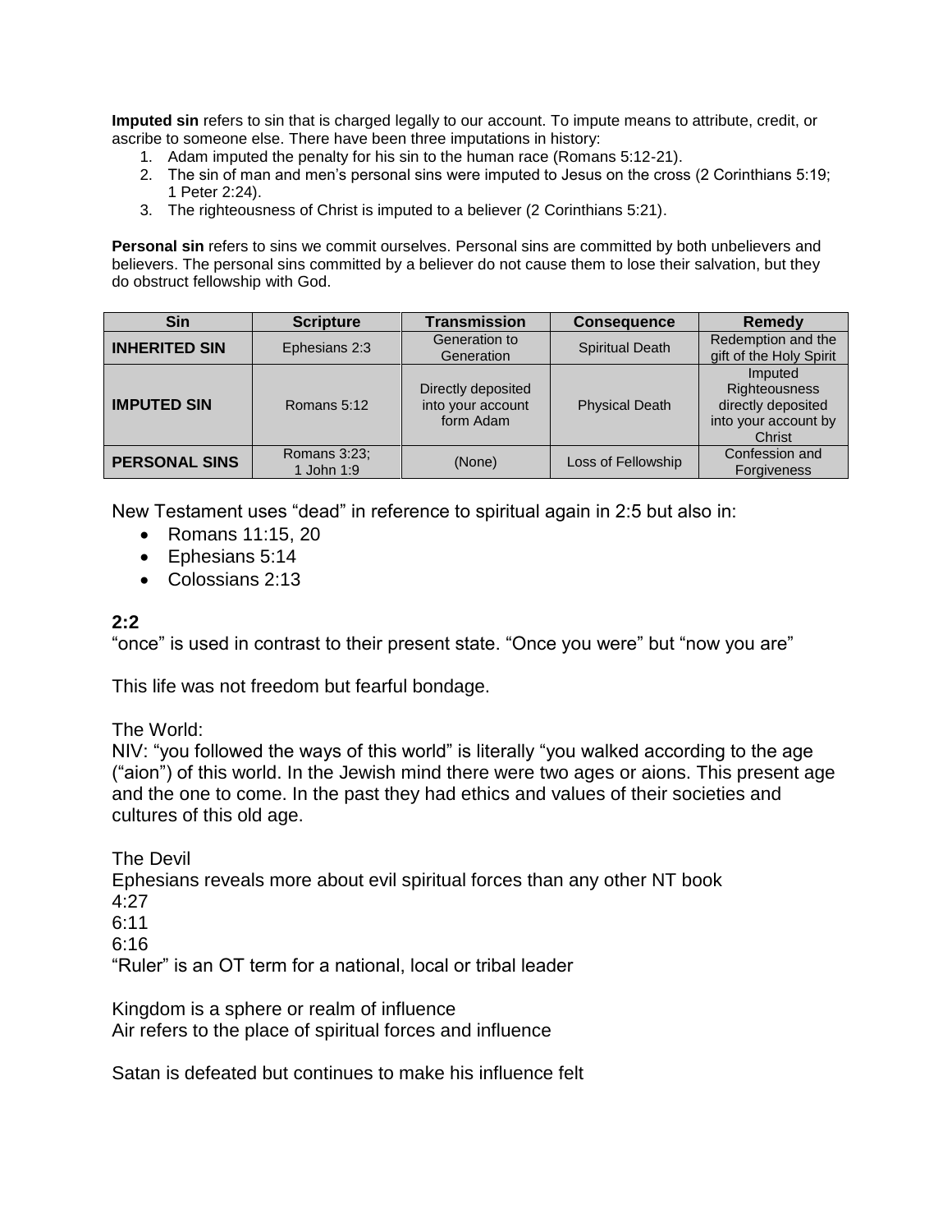**Imputed sin** refers to sin that is charged legally to our account. To impute means to attribute, credit, or ascribe to someone else. There have been three imputations in history:

1. Adam imputed the penalty for his sin to the human race (Romans 5:12-21).
2. The sin of man and men's personal sins were imputed to Jesus on the cross (2 Corinthians 5:19; 1 Peter 2:24).
3. The righteousness of Christ is imputed to a believer (2 Corinthians 5:21).

**Personal sin** refers to sins we commit ourselves. Personal sins are committed by both unbelievers and believers. The personal sins committed by a believer do not cause them to lose their salvation, but they do obstruct fellowship with God.

| Sin | Scripture | Transmission | Consequence | Remedy |
|---|---|---|---|---|
| **INHERITED SIN** | Ephesians 2:3 | Generation to Generation | Spiritual Death | Redemption and the gift of the Holy Spirit |
| **IMPUTED SIN** | Romans 5:12 | Directly deposited into your account form Adam | Physical Death | Imputed Righteousness directly deposited into your account by Christ |
| **PERSONAL SINS** | Romans 3:23; 1 John 1:9 | (None) | Loss of Fellowship | Confession and Forgiveness |

New Testament uses "dead" in reference to spiritual again in 2:5 but also in:

- Romans 11:15, 20
- Ephesians 5:14
- Colossians 2:13

**2:2**

"once" is used in contrast to their present state. "Once you were" but "now you are"

This life was not freedom but fearful bondage.

The World:

NIV: "you followed the ways of this world" is literally "you walked according to the age ("aion") of this world. In the Jewish mind there were two ages or aions. This present age and the one to come. In the past they had ethics and values of their societies and cultures of this old age.

The Devil

Ephesians reveals more about evil spiritual forces than any other NT book

4:27

6:11

6:16

"Ruler" is an OT term for a national, local or tribal leader

Kingdom is a sphere or realm of influence

Air refers to the place of spiritual forces and influence

Satan is defeated but continues to make his influence felt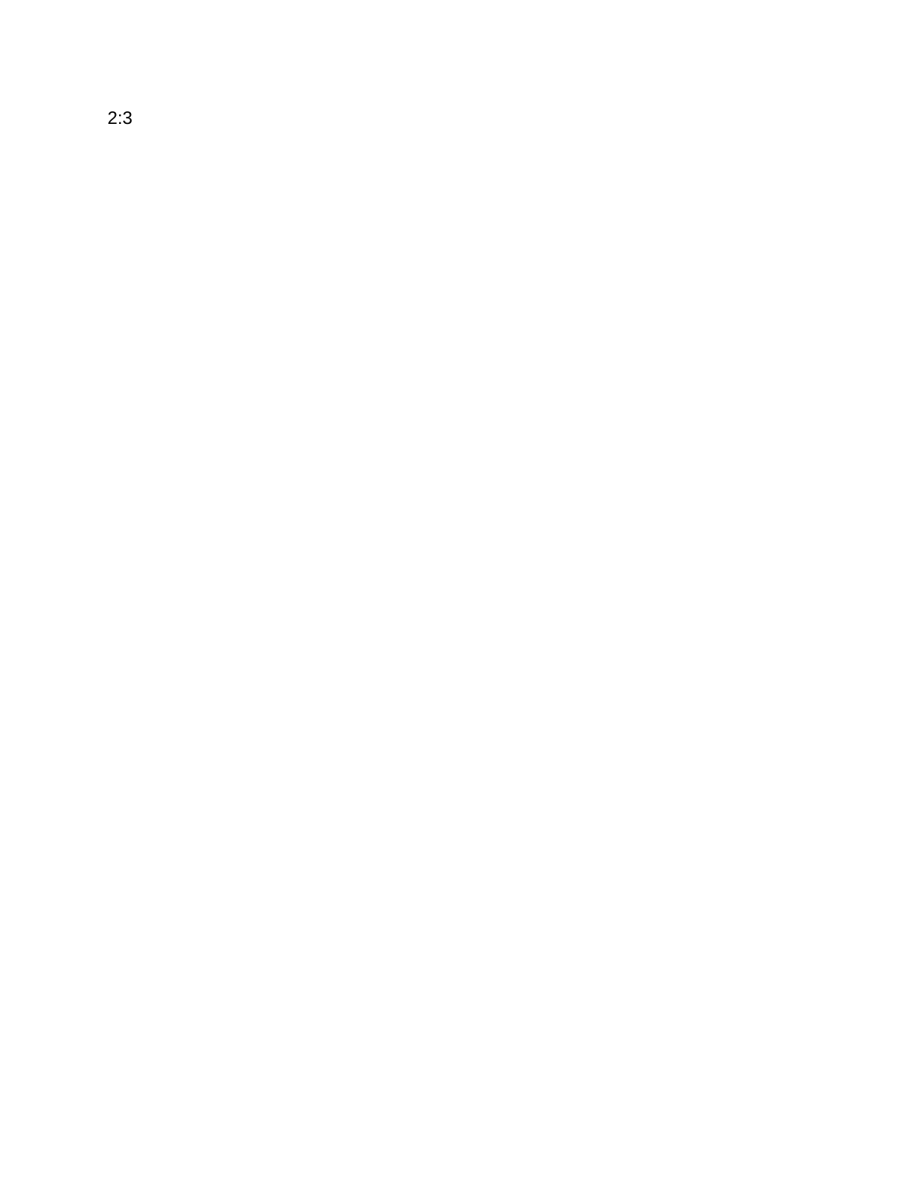2:3